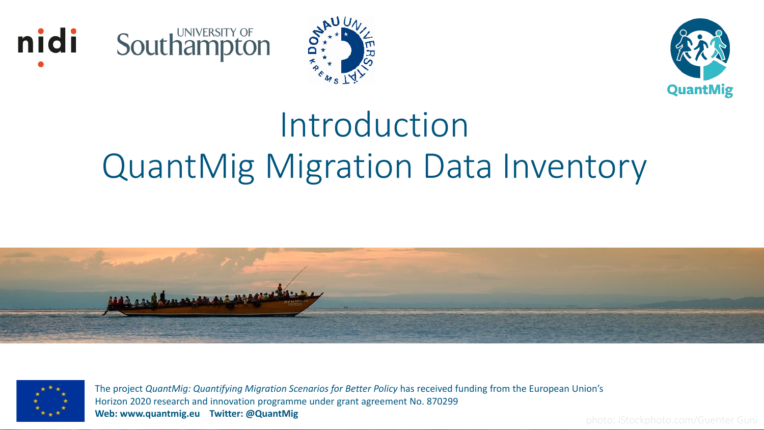# Introduction
# QuantMig Migration Data Inventory

The project *QuantMig: Quantifying Migration Scenarios for Better Policy* has received funding from the European Union's Horizon 2020 research and innovation programme under grant agreement No. 870299

**Web: www.quantmig.eu  Twitter: @QuantMig**

photo: iStockphoto.com/Guenter Guni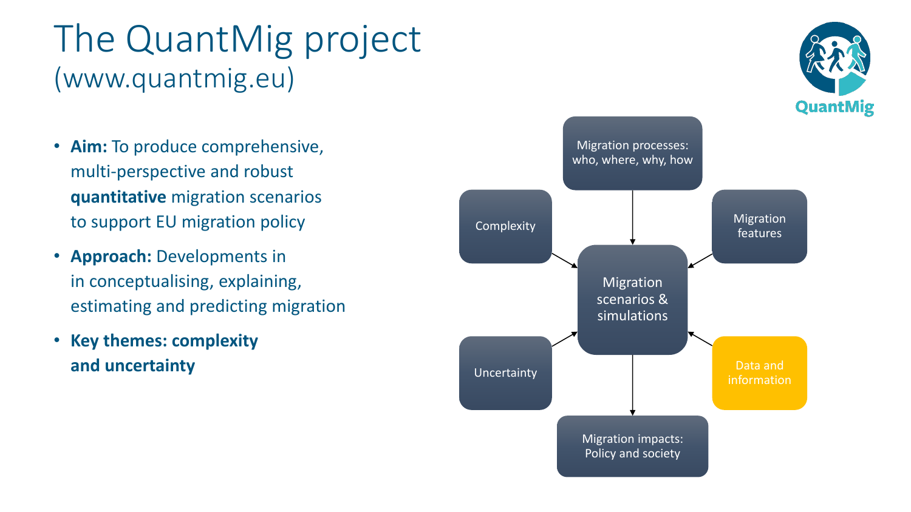# The QuantMig project
(www.quantmig.eu)

- **Aim:** To produce comprehensive, multi-perspective and robust **quantitative** migration scenarios to support EU migration policy
- **Approach:** Developments in in conceptualising, explaining, estimating and predicting migration
- **Key themes: complexity and uncertainty**

Migration processes: who, where, why, how

Complexity

Migration features

Migration scenarios & simulations

Uncertainty

Data and information

Migration impacts: Policy and society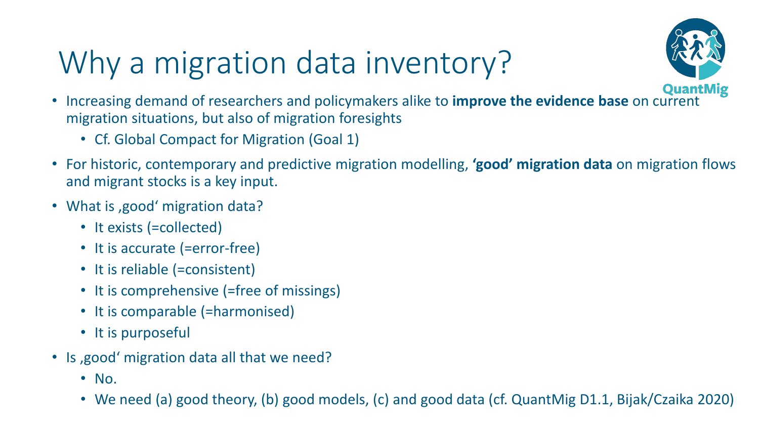# Why a migration data inventory?

- Increasing demand of researchers and policymakers alike to **improve the evidence base** on current migration situations, but also of migration foresights
  - Cf. Global Compact for Migration (Goal 1)
- For historic, contemporary and predictive migration modelling, **'good' migration data** on migration flows and migrant stocks is a key input.
- What is ‚good' migration data?
  - It exists (=collected)
  - It is accurate (=error-free)
  - It is reliable (=consistent)
  - It is comprehensive (=free of missings)
  - It is comparable (=harmonised)
  - It is purposeful
- Is ‚good' migration data all that we need?
  - No.
  - We need (a) good theory, (b) good models, (c) and good data (cf. QuantMig D1.1, Bijak/Czaika 2020)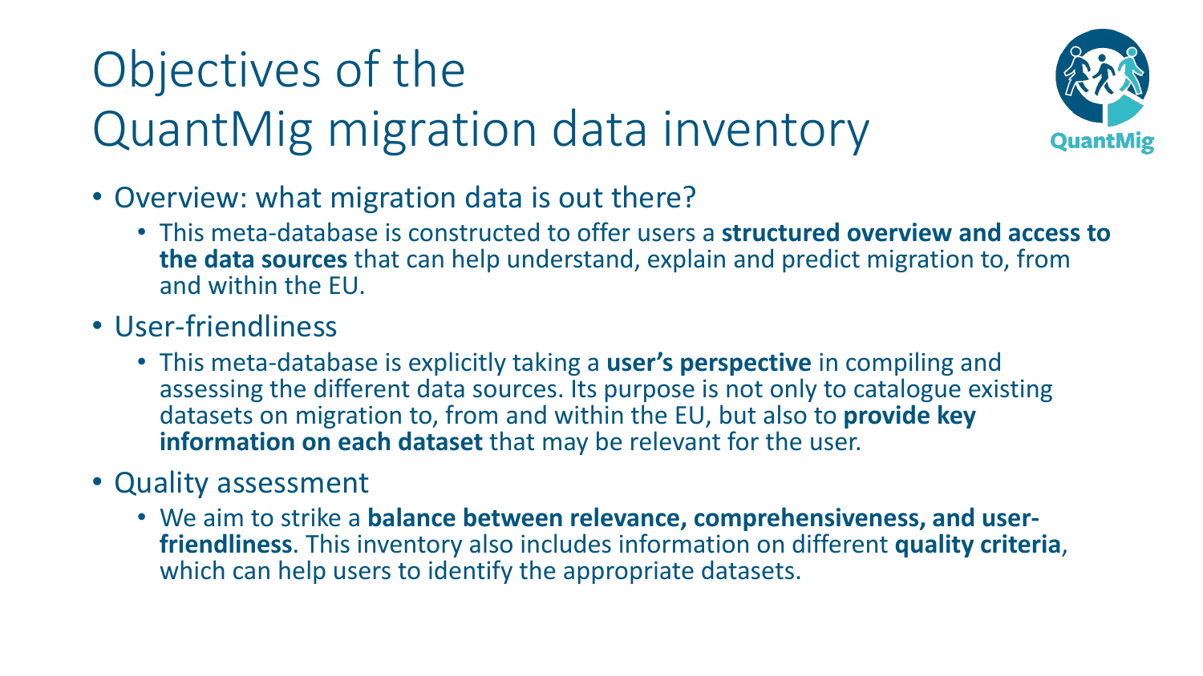# Objectives of the QuantMig migration data inventory

- Overview: what migration data is out there?
  - This meta-database is constructed to offer users a **structured overview and access to the data sources** that can help understand, explain and predict migration to, from and within the EU.
- User-friendliness
  - This meta-database is explicitly taking a **user's perspective** in compiling and assessing the different data sources. Its purpose is not only to catalogue existing datasets on migration to, from and within the EU, but also to **provide key information on each dataset** that may be relevant for the user.
- Quality assessment
  - We aim to strike a **balance between relevance, comprehensiveness, and user-friendliness**. This inventory also includes information on different **quality criteria**, which can help users to identify the appropriate datasets.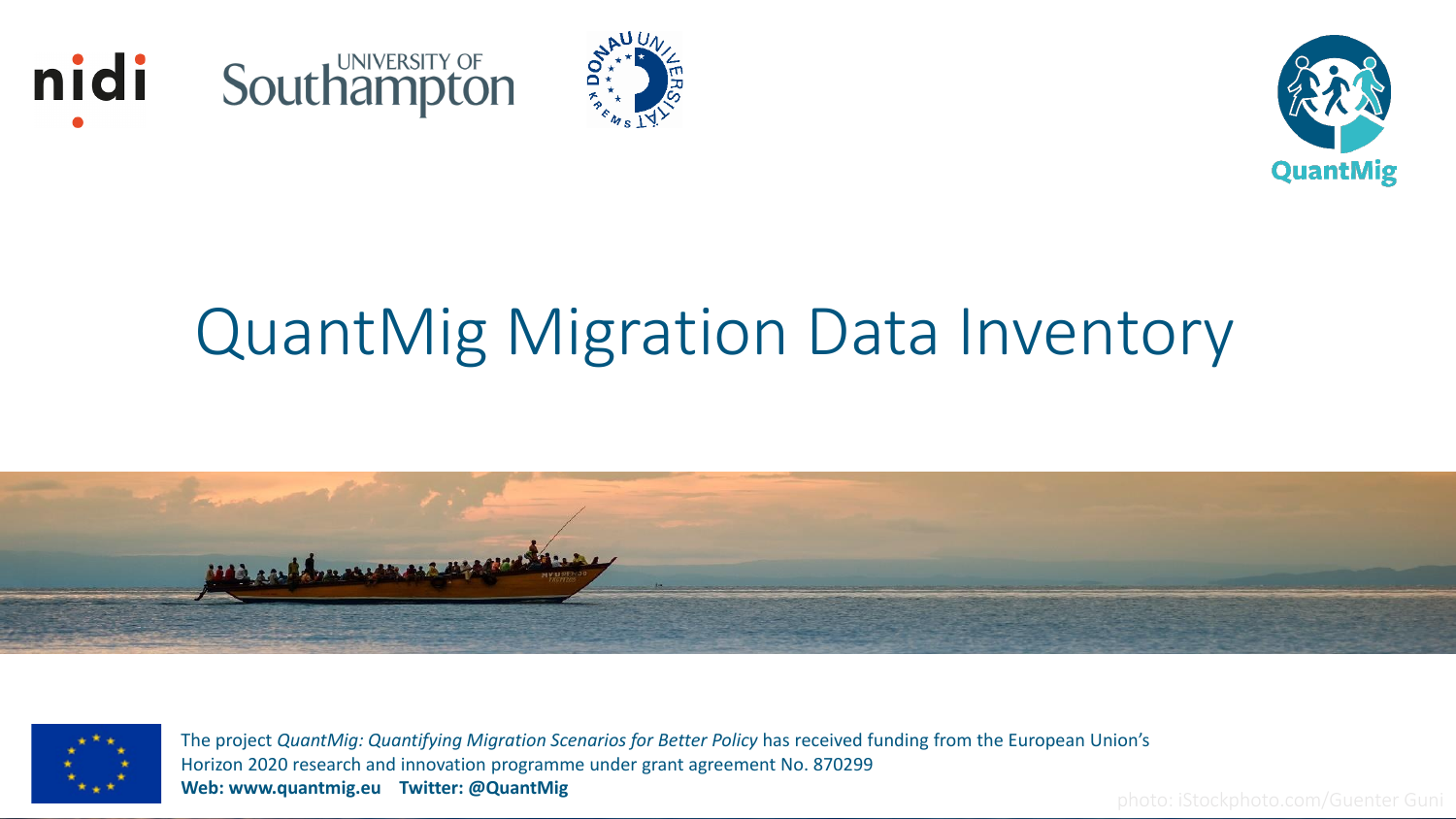# QuantMig Migration Data Inventory

The project *QuantMig: Quantifying Migration Scenarios for Better Policy* has received funding from the European Union's Horizon 2020 research and innovation programme under grant agreement No. 870299

**Web: www.quantmig.eu Twitter: @QuantMig**

photo: iStockphoto.com/Guenter Guni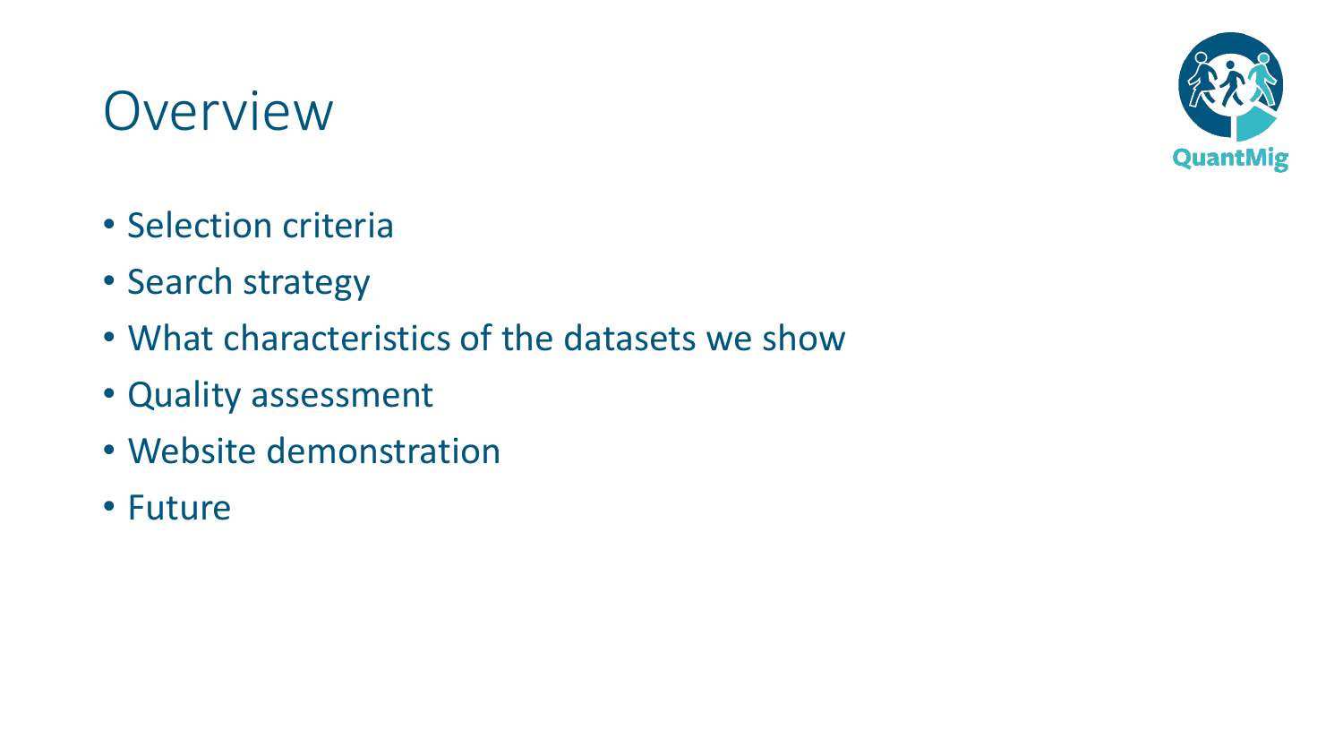# Overview

- Selection criteria
- Search strategy
- What characteristics of the datasets we show
- Quality assessment
- Website demonstration
- Future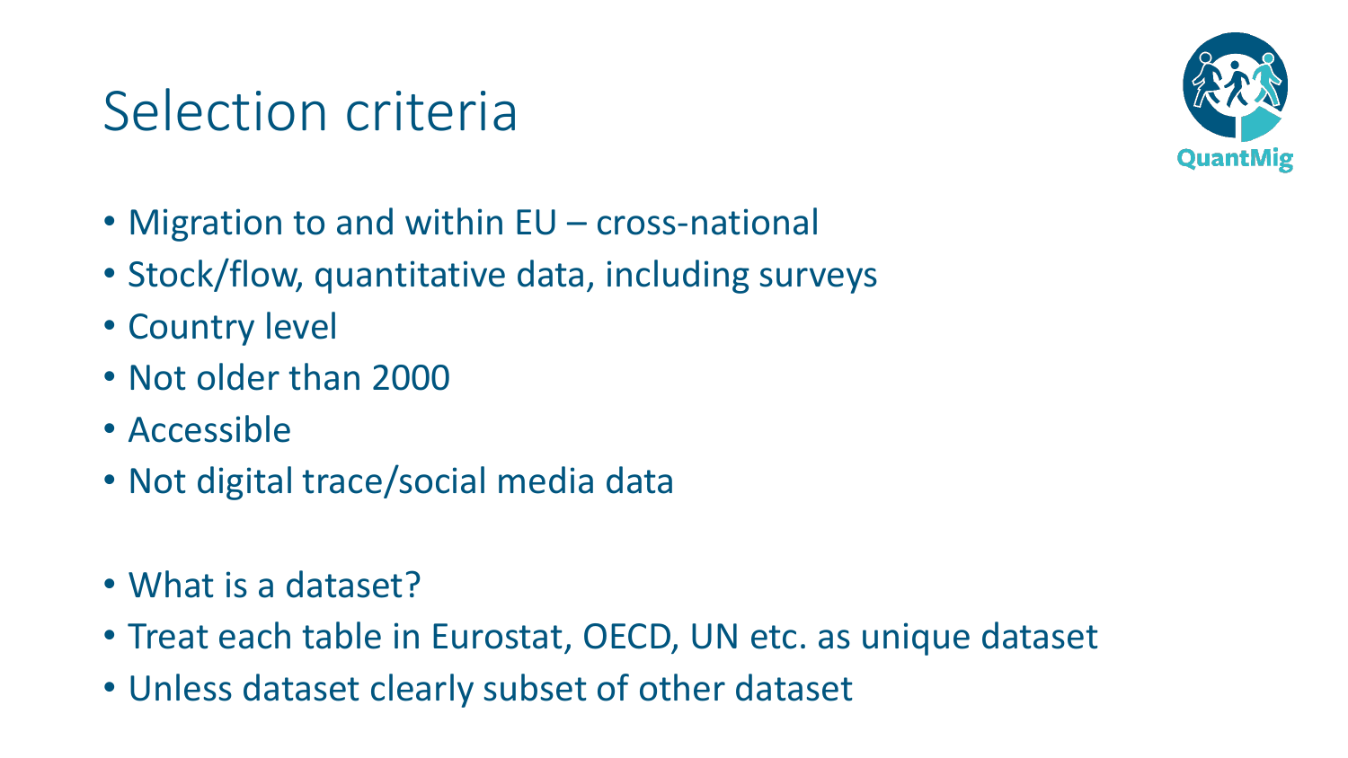# Selection criteria

- Migration to and within EU – cross-national
- Stock/flow, quantitative data, including surveys
- Country level
- Not older than 2000
- Accessible
- Not digital trace/social media data

- What is a dataset?
- Treat each table in Eurostat, OECD, UN etc. as unique dataset
- Unless dataset clearly subset of other dataset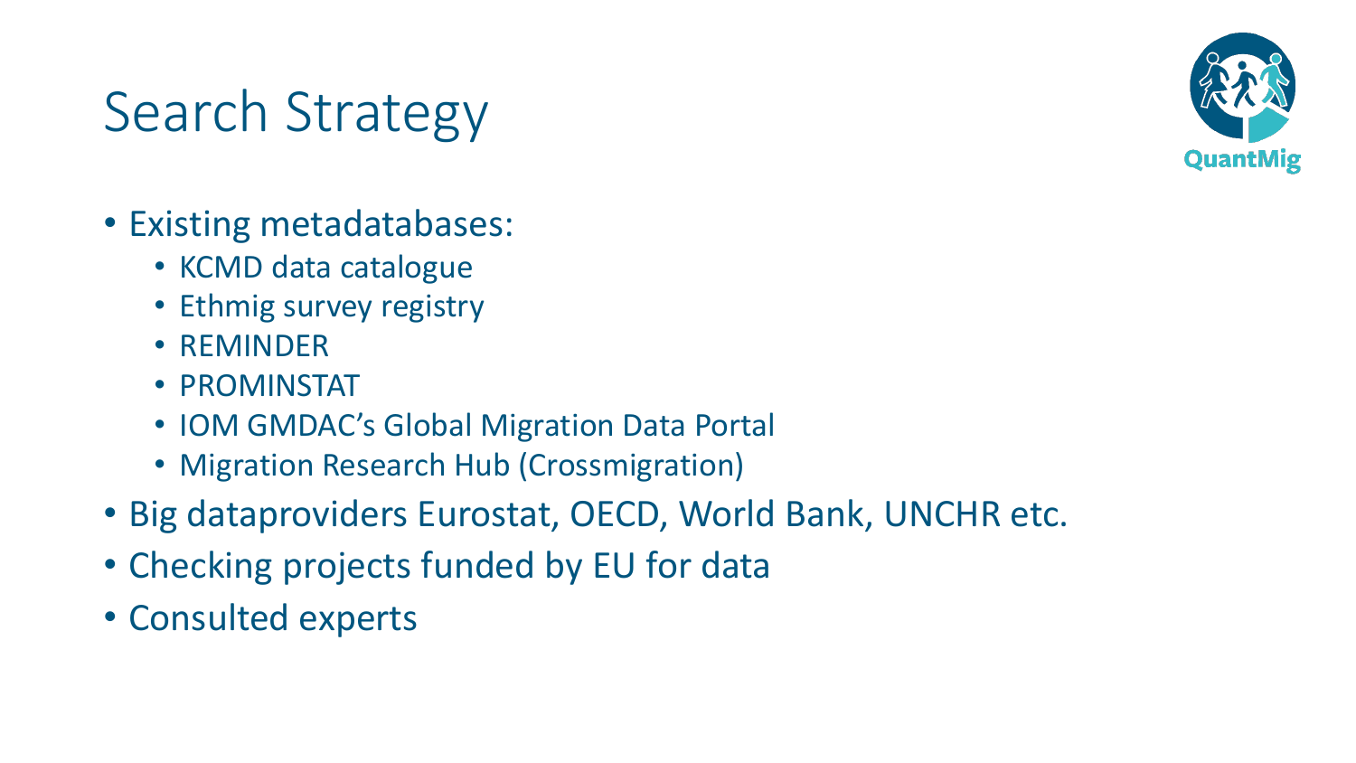# Search Strategy

- Existing metadatabases:
  - KCMD data catalogue
  - Ethmig survey registry
  - REMINDER
  - PROMINSTAT
  - IOM GMDAC's Global Migration Data Portal
  - Migration Research Hub (Crossmigration)
- Big dataproviders Eurostat, OECD, World Bank, UNCHR etc.
- Checking projects funded by EU for data
- Consulted experts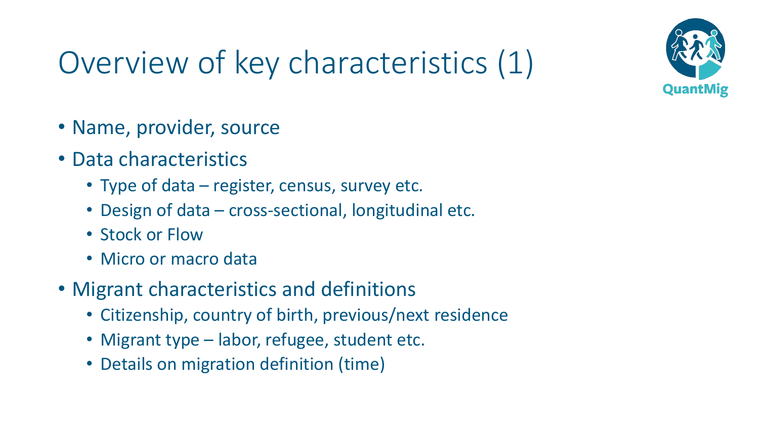# Overview of key characteristics (1)

- Name, provider, source
- Data characteristics
  - Type of data – register, census, survey etc.
  - Design of data – cross-sectional, longitudinal etc.
  - Stock or Flow
  - Micro or macro data
- Migrant characteristics and definitions
  - Citizenship, country of birth, previous/next residence
  - Migrant type – labor, refugee, student etc.
  - Details on migration definition (time)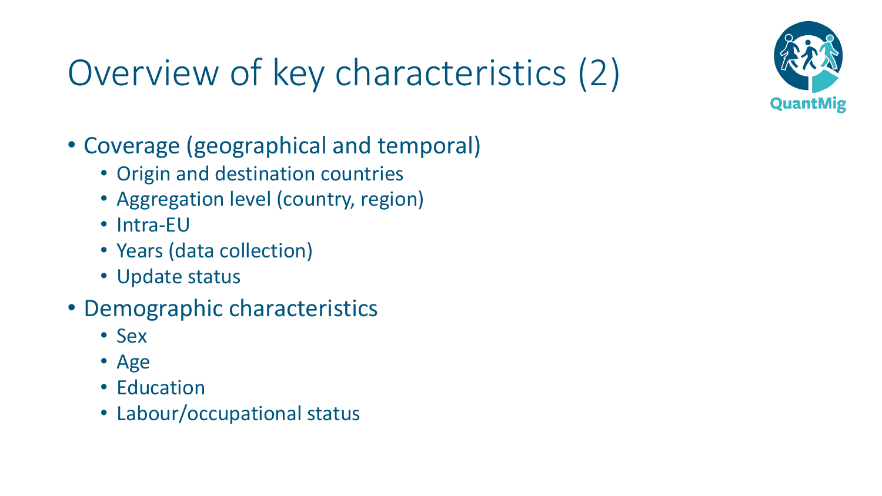# Overview of key characteristics (2)

- Coverage (geographical and temporal)
  - Origin and destination countries
  - Aggregation level (country, region)
  - Intra-EU
  - Years (data collection)
  - Update status
- Demographic characteristics
  - Sex
  - Age
  - Education
  - Labour/occupational status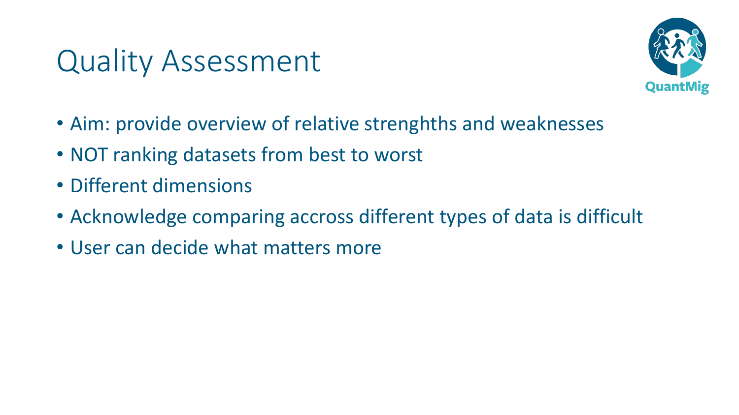# Quality Assessment

- Aim: provide overview of relative strenghths and weaknesses
- NOT ranking datasets from best to worst
- Different dimensions
- Acknowledge comparing accross different types of data is difficult
- User can decide what matters more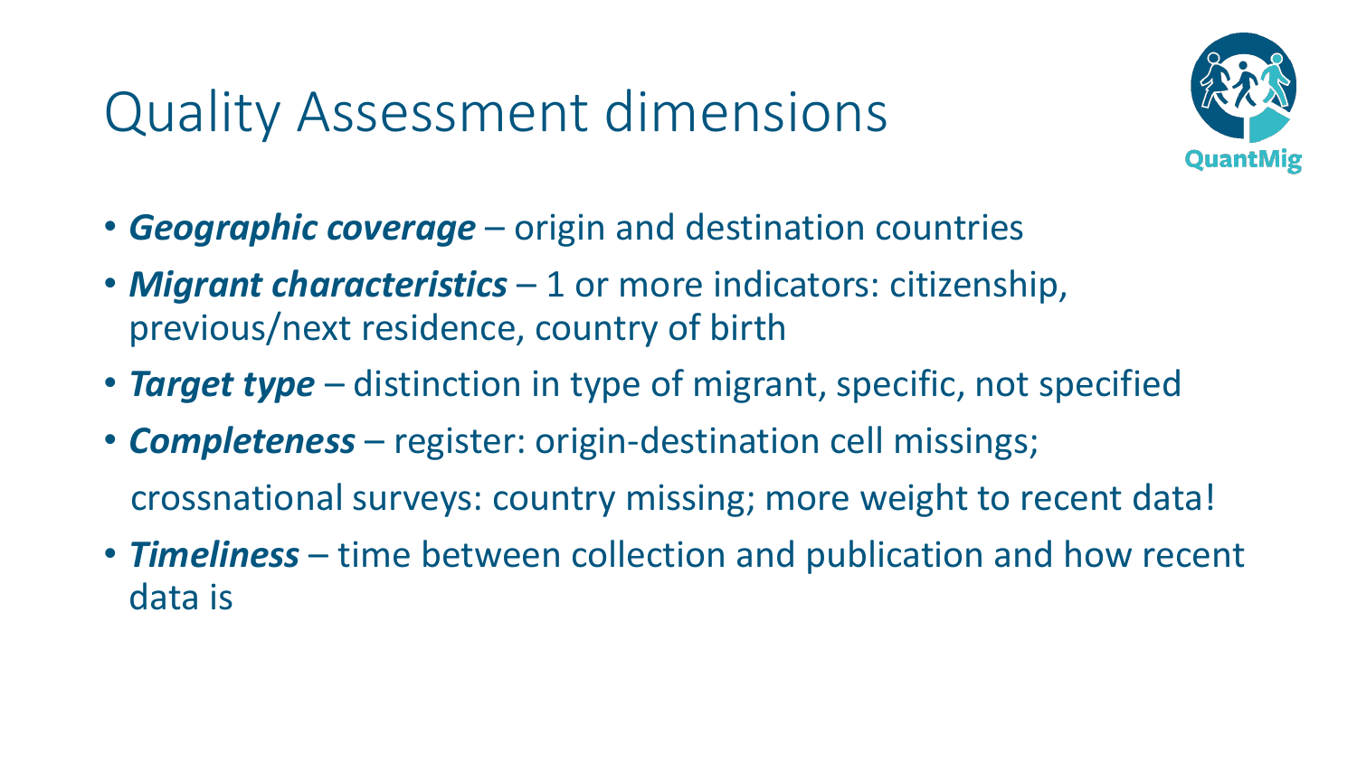# Quality Assessment dimensions

- ***Geographic coverage*** – origin and destination countries
- ***Migrant characteristics*** – 1 or more indicators: citizenship, previous/next residence, country of birth
- ***Target type*** – distinction in type of migrant, specific, not specified
- ***Completeness*** – register: origin-destination cell missings;
  crossnational surveys: country missing; more weight to recent data!
- ***Timeliness*** – time between collection and publication and how recent data is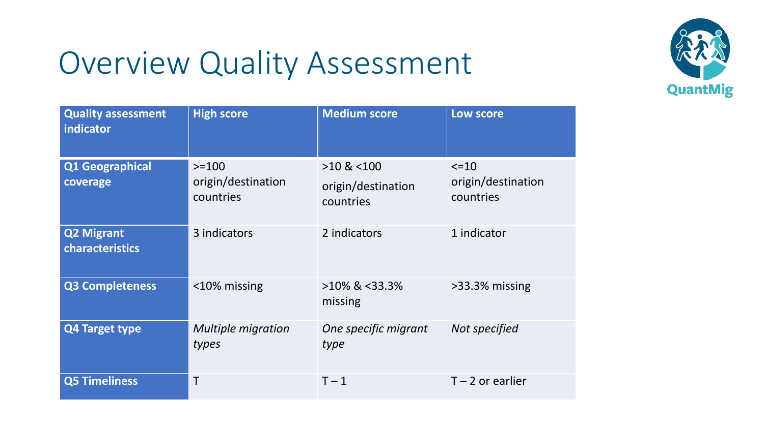# Overview Quality Assessment

| Quality assessment indicator | High score | Medium score | Low score |
| --- | --- | --- | --- |
| **Q1 Geographical coverage** | >=100 origin/destination countries | >10 & <100 origin/destination countries | <=10 origin/destination countries |
| **Q2 Migrant characteristics** | 3 indicators | 2 indicators | 1 indicator |
| **Q3 Completeness** | <10% missing | >10% & <33.3% missing | >33.3% missing |
| **Q4 Target type** | *Multiple migration types* | *One specific migrant type* | *Not specified* |
| **Q5 Timeliness** | T | T – 1 | T – 2 or earlier |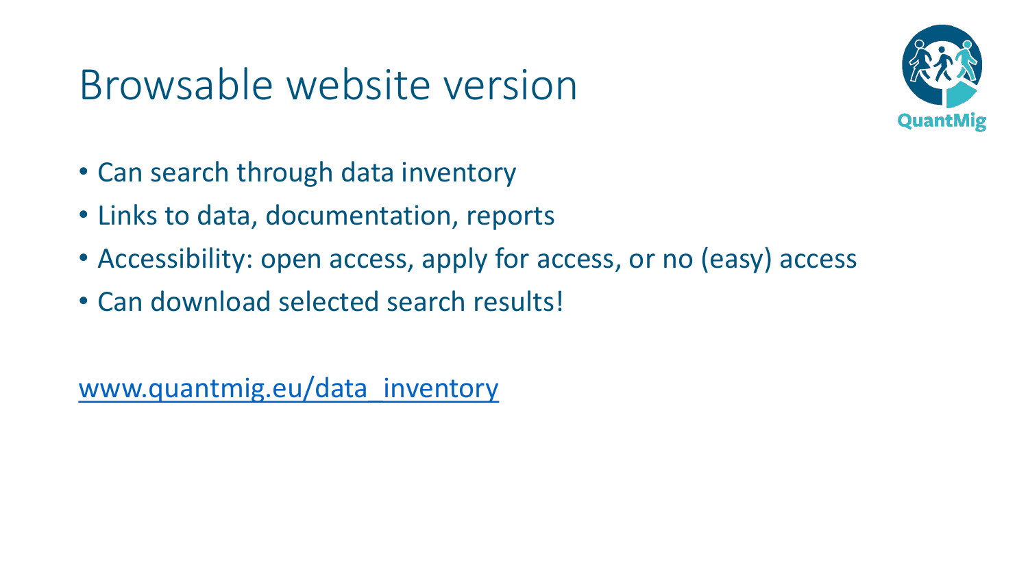# Browsable website version

- Can search through data inventory
- Links to data, documentation, reports
- Accessibility: open access, apply for access, or no (easy) access
- Can download selected search results!

[www.quantmig.eu/data_inventory](www.quantmig.eu/data_inventory)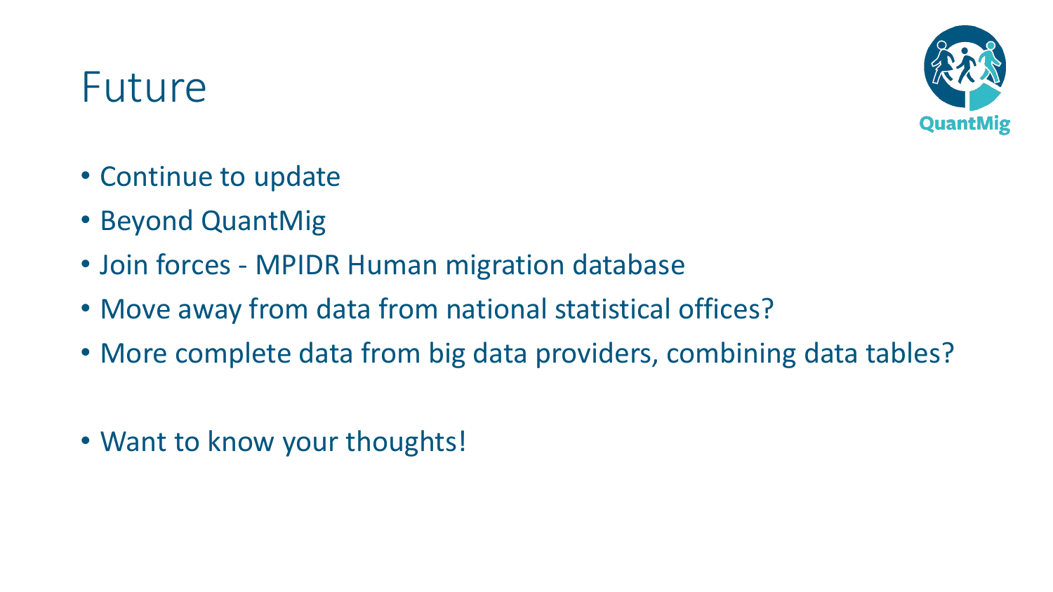# Future

- Continue to update
- Beyond QuantMig
- Join forces - MPIDR Human migration database
- Move away from data from national statistical offices?
- More complete data from big data providers, combining data tables?

- Want to know your thoughts!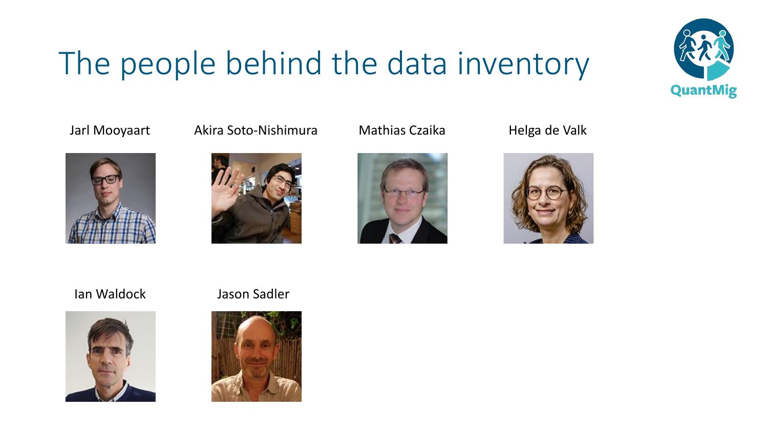# The people behind the data inventory

QuantMig

Jarl Mooyaart

Akira Soto-Nishimura

Mathias Czaika

Helga de Valk

Ian Waldock

Jason Sadler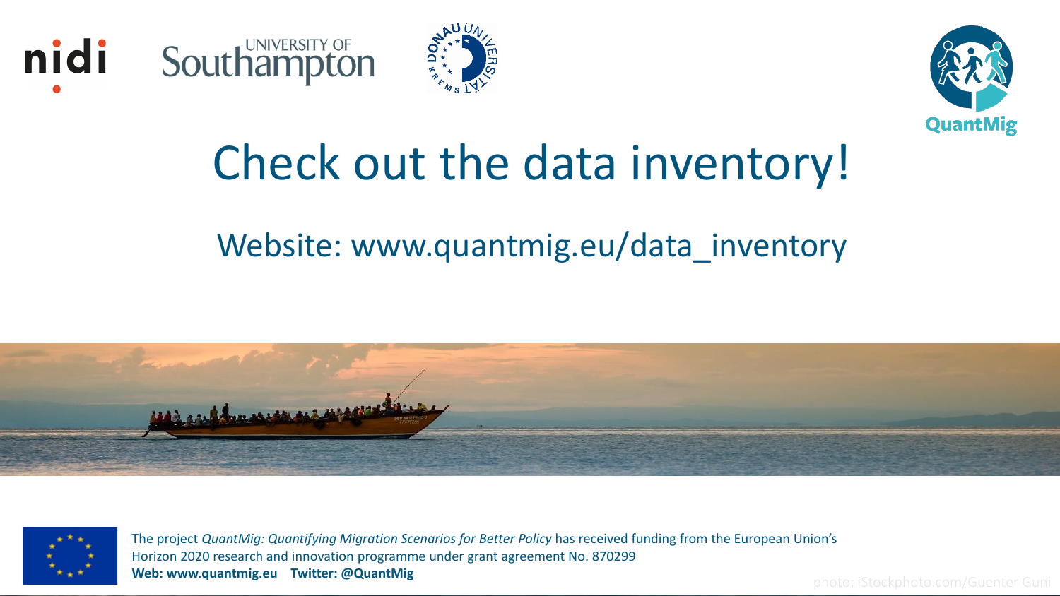# Check out the data inventory!

## Website: www.quantmig.eu/data_inventory

The project *QuantMig: Quantifying Migration Scenarios for Better Policy* has received funding from the European Union's Horizon 2020 research and innovation programme under grant agreement No. 870299

**Web: www.quantmig.eu Twitter: @QuantMig**

photo: iStockphoto.com/Guenter Guni